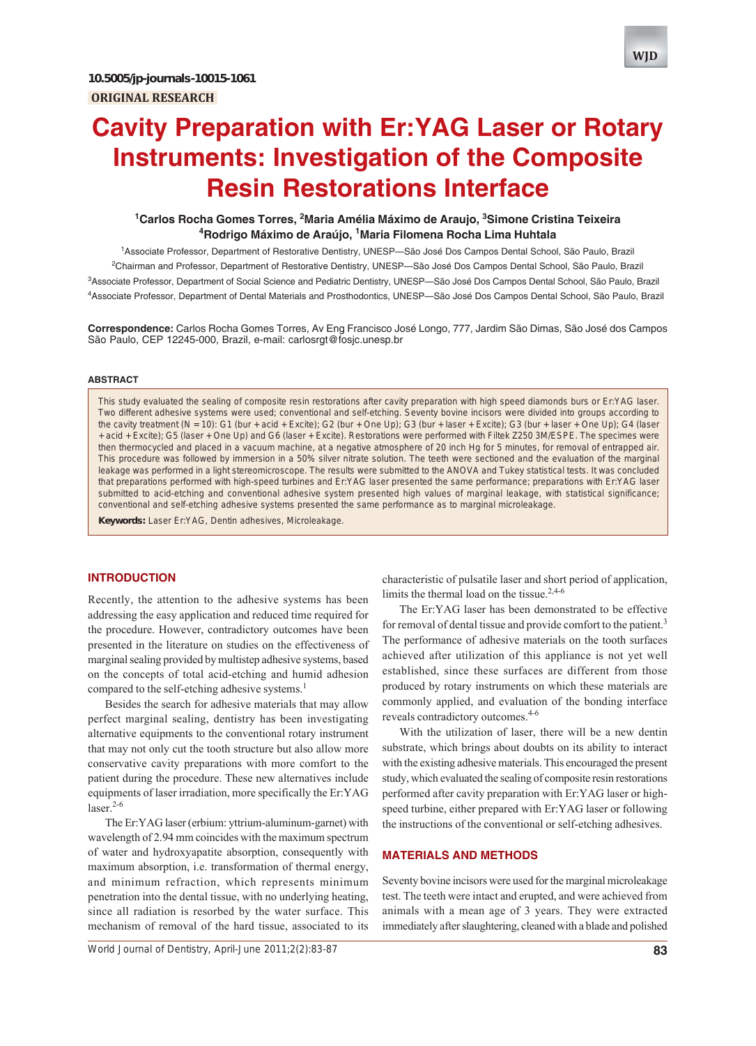10.5005/jp-journals-10015-1061

**ORIGINAL RESEARCH**

# Cavity Preparation with Er:YAG Laser or Rotary Instruments: Investigation of the Composite Resin Restorations Interface

[1]Carlos Rocha Gomes Torres, [2]Maria Amélia Máximo de Araujo, [3]Simone Cristina Teixeira [4]Rodrigo Máximo de Araújo, [1]Maria Filomena Rocha Lima Huhtala

[1]Associate Professor, Department of Restorative Dentistry, UNESP—São José Dos Campos Dental School, São Paulo, Brazil

[2]Chairman and Professor, Department of Restorative Dentistry, UNESP—São José Dos Campos Dental School, São Paulo, Brazil

[3]Associate Professor, Department of Social Science and Pediatric Dentistry, UNESP—São José Dos Campos Dental School, São Paulo, Brazil

[4]Associate Professor, Department of Dental Materials and Prosthodontics, UNESP—São José Dos Campos Dental School, São Paulo, Brazil

**Correspondence:** Carlos Rocha Gomes Torres, Av Eng Francisco José Longo, 777, Jardim São Dimas, São José dos Campos São Paulo, CEP 12245-000, Brazil, e-mail: carlosrgt@fosjc.unesp.br

## ABSTRACT

This study evaluated the sealing of composite resin restorations after cavity preparation with high speed diamonds burs or Er:YAG laser. Two different adhesive systems were used; conventional and self-etching. Seventy bovine incisors were divided into groups according to the cavity treatment (N = 10): G1 (bur + acid + Excite); G2 (bur + One Up); G3 (bur + laser + Excite); G3 (bur + laser + One Up); G4 (laser + acid + Excite); G5 (laser + One Up) and G6 (laser + Excite). Restorations were performed with Filtek Z250 3M/ESPE. The specimens were then thermocycled and placed in a vacuum machine, at a negative atmosphere of 20 inch Hg for 5 minutes, for removal of entrapped air. This procedure was followed by immersion in a 50% silver nitrate solution. The teeth were sectioned and the evaluation of the marginal leakage was performed in a light stereomicroscope. The results were submitted to the ANOVA and Tukey statistical tests. It was concluded that preparations performed with high-speed turbines and Er:YAG laser presented the same performance; preparations with Er:YAG laser submitted to acid-etching and conventional adhesive system presented high values of marginal leakage, with statistical significance; conventional and self-etching adhesive systems presented the same performance as to marginal microleakage.

**Keywords:** Laser Er:YAG, Dentin adhesives, Microleakage.

## INTRODUCTION

Recently, the attention to the adhesive systems has been addressing the easy application and reduced time required for the procedure. However, contradictory outcomes have been presented in the literature on studies on the effectiveness of marginal sealing provided by multistep adhesive systems, based on the concepts of total acid-etching and humid adhesion compared to the self-etching adhesive systems.[1]

Besides the search for adhesive materials that may allow perfect marginal sealing, dentistry has been investigating alternative equipments to the conventional rotary instrument that may not only cut the tooth structure but also allow more conservative cavity preparations with more comfort to the patient during the procedure. These new alternatives include equipments of laser irradiation, more specifically the Er:YAG laser.[2-6]

The Er:YAG laser (erbium: yttrium-aluminum-garnet) with wavelength of 2.94 mm coincides with the maximum spectrum of water and hydroxyapatite absorption, consequently with maximum absorption, i.e. transformation of thermal energy, and minimum refraction, which represents minimum penetration into the dental tissue, with no underlying heating, since all radiation is resorbed by the water surface. This mechanism of removal of the hard tissue, associated to its characteristic of pulsatile laser and short period of application, limits the thermal load on the tissue.[2,4-6]

The Er:YAG laser has been demonstrated to be effective for removal of dental tissue and provide comfort to the patient.[3] The performance of adhesive materials on the tooth surfaces achieved after utilization of this appliance is not yet well established, since these surfaces are different from those produced by rotary instruments on which these materials are commonly applied, and evaluation of the bonding interface reveals contradictory outcomes.[4-6]

With the utilization of laser, there will be a new dentin substrate, which brings about doubts on its ability to interact with the existing adhesive materials. This encouraged the present study, which evaluated the sealing of composite resin restorations performed after cavity preparation with Er:YAG laser or high-speed turbine, either prepared with Er:YAG laser or following the instructions of the conventional or self-etching adhesives.

## MATERIALS AND METHODS

Seventy bovine incisors were used for the marginal microleakage test. The teeth were intact and erupted, and were achieved from animals with a mean age of 3 years. They were extracted immediately after slaughtering, cleaned with a blade and polished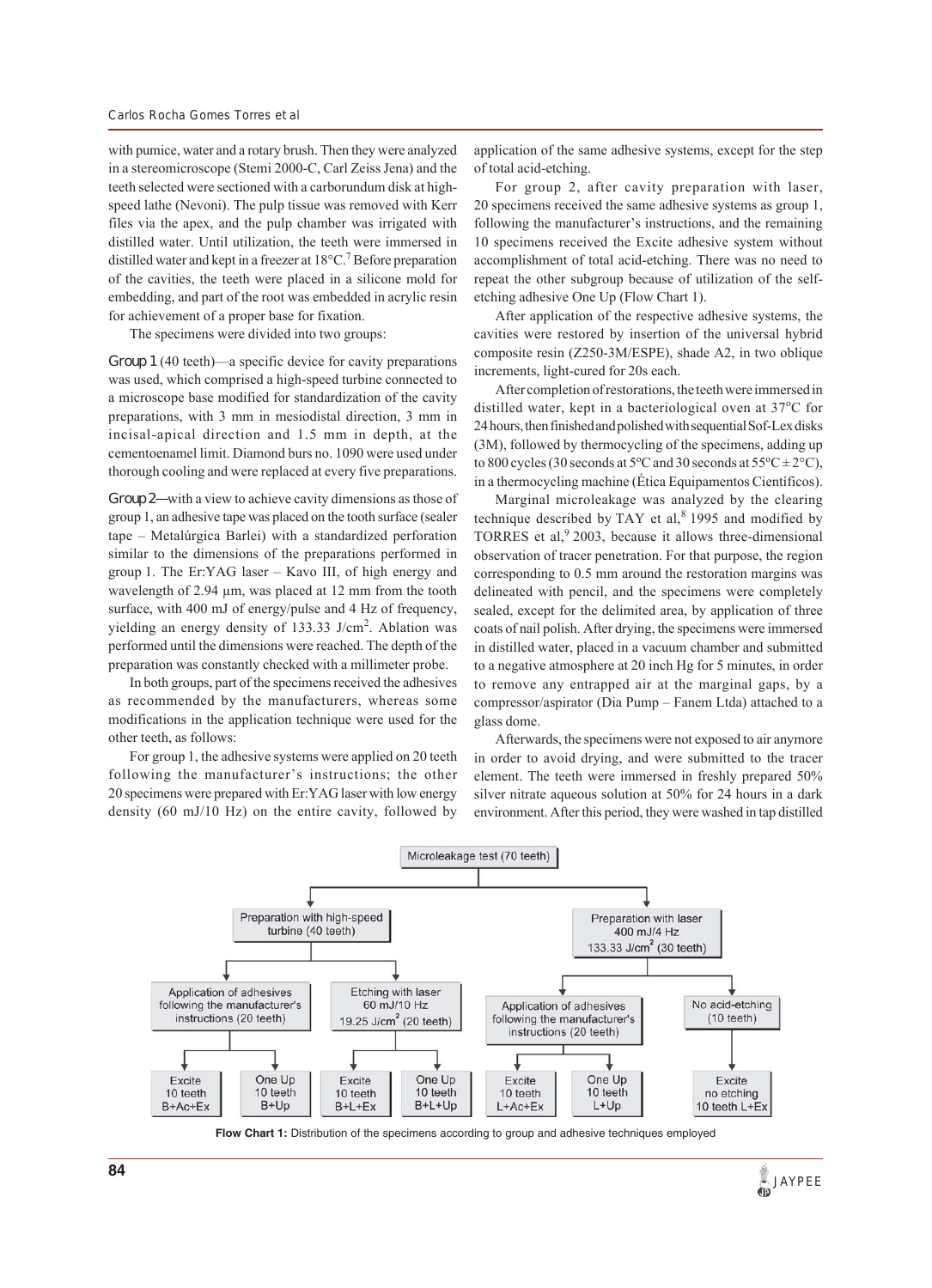with pumice, water and a rotary brush. Then they were analyzed in a stereomicroscope (Stemi 2000-C, Carl Zeiss Jena) and the teeth selected were sectioned with a carborundum disk at high-speed lathe (Nevoni). The pulp tissue was removed with Kerr files via the apex, and the pulp chamber was irrigated with distilled water. Until utilization, the teeth were immersed in distilled water and kept in a freezer at 18°C.[7] Before preparation of the cavities, the teeth were placed in a silicone mold for embedding, and part of the root was embedded in acrylic resin for achievement of a proper base for fixation.

The specimens were divided into two groups:

*Group 1* (40 teeth)—a specific device for cavity preparations was used, which comprised a high-speed turbine connected to a microscope base modified for standardization of the cavity preparations, with 3 mm in mesiodistal direction, 3 mm in incisal-apical direction and 1.5 mm in depth, at the cementoenamel limit. Diamond burs no. 1090 were used under thorough cooling and were replaced at every five preparations.

*Group 2*—with a view to achieve cavity dimensions as those of group 1, an adhesive tape was placed on the tooth surface (sealer tape – Metalúrgica Barlei) with a standardized perforation similar to the dimensions of the preparations performed in group 1. The Er:YAG laser – Kavo III, of high energy and wavelength of 2.94 µm, was placed at 12 mm from the tooth surface, with 400 mJ of energy/pulse and 4 Hz of frequency, yielding an energy density of 133.33 J/cm$^2$. Ablation was performed until the dimensions were reached. The depth of the preparation was constantly checked with a millimeter probe.

In both groups, part of the specimens received the adhesives as recommended by the manufacturers, whereas some modifications in the application technique were used for the other teeth, as follows:

For group 1, the adhesive systems were applied on 20 teeth following the manufacturer's instructions; the other 20 specimens were prepared with Er:YAG laser with low energy density (60 mJ/10 Hz) on the entire cavity, followed by application of the same adhesive systems, except for the step of total acid-etching.

For group 2, after cavity preparation with laser, 20 specimens received the same adhesive systems as group 1, following the manufacturer's instructions, and the remaining 10 specimens received the Excite adhesive system without accomplishment of total acid-etching. There was no need to repeat the other subgroup because of utilization of the self-etching adhesive One Up (Flow Chart 1).

After application of the respective adhesive systems, the cavities were restored by insertion of the universal hybrid composite resin (Z250-3M/ESPE), shade A2, in two oblique increments, light-cured for 20s each.

After completion of restorations, the teeth were immersed in distilled water, kept in a bacteriological oven at 37°C for 24 hours, then finished and polished with sequential Sof-Lex disks (3M), followed by thermocycling of the specimens, adding up to 800 cycles (30 seconds at 5°C and 30 seconds at 55°C ± 2°C), in a thermocycling machine (Ética Equipamentos Científicos).

Marginal microleakage was analyzed by the clearing technique described by TAY et al,[8] 1995 and modified by TORRES et al,[9] 2003, because it allows three-dimensional observation of tracer penetration. For that purpose, the region corresponding to 0.5 mm around the restoration margins was delineated with pencil, and the specimens were completely sealed, except for the delimited area, by application of three coats of nail polish. After drying, the specimens were immersed in distilled water, placed in a vacuum chamber and submitted to a negative atmosphere at 20 inch Hg for 5 minutes, in order to remove any entrapped air at the marginal gaps, by a compressor/aspirator (Dia Pump – Fanem Ltda) attached to a glass dome.

Afterwards, the specimens were not exposed to air anymore in order to avoid drying, and were submitted to the tracer element. The teeth were immersed in freshly prepared 50% silver nitrate aqueous solution at 50% for 24 hours in a dark environment. After this period, they were washed in tap distilled

- Microleakage test (70 teeth)
  - Preparation with high-speed turbine (40 teeth)
    - Application of adhesives following the manufacturer's instructions (20 teeth)
      - Excite 10 teeth B+Ac+Ex
      - One Up 10 teeth B+Up
    - Etching with laser 60 mJ/10 Hz 19.25 J/cm$^2$ (20 teeth)
      - Excite 10 teeth B+L+Ex
      - One Up 10 teeth B+L+Up
  - Preparation with laser 400 mJ/4 Hz 133.33 J/cm$^2$ (30 teeth)
    - Application of adhesives following the manufacturer's instructions (20 teeth)
      - Excite 10 teeth L+Ac+Ex
      - One Up 10 teeth L+Up
    - No acid-etching (10 teeth)
      - Excite no etching 10 teeth L+Ex

**Flow Chart 1:** Distribution of the specimens according to group and adhesive techniques employed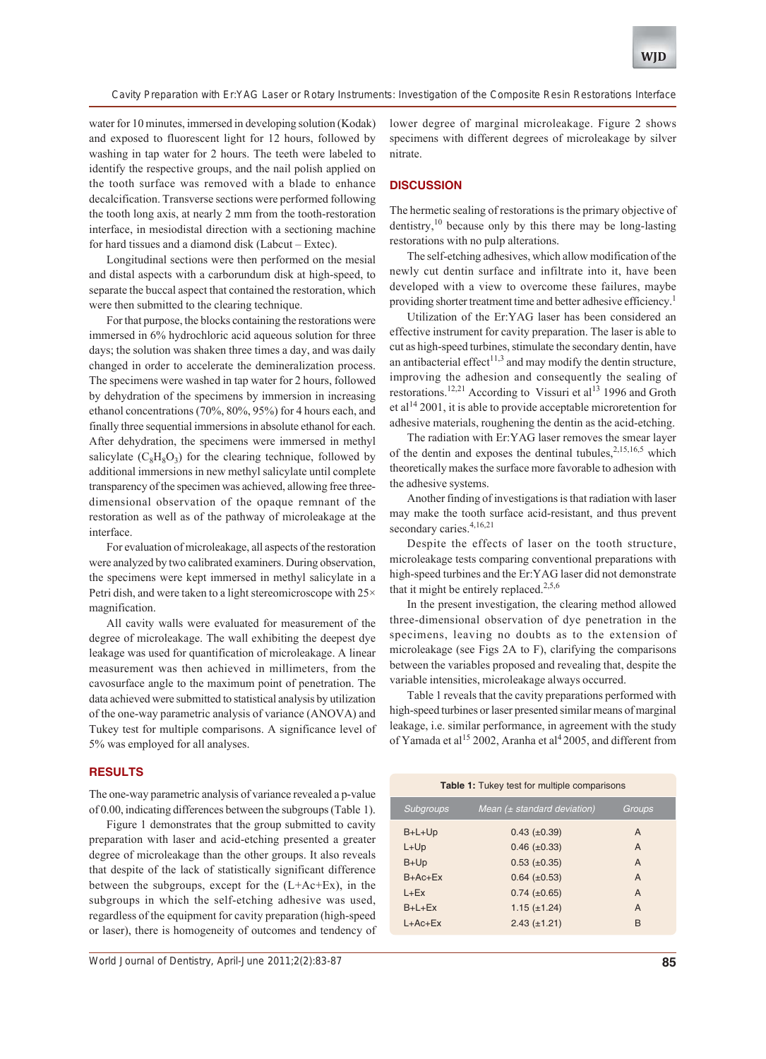water for 10 minutes, immersed in developing solution (Kodak) and exposed to fluorescent light for 12 hours, followed by washing in tap water for 2 hours. The teeth were labeled to identify the respective groups, and the nail polish applied on the tooth surface was removed with a blade to enhance decalcification. Transverse sections were performed following the tooth long axis, at nearly 2 mm from the tooth-restoration interface, in mesiodistal direction with a sectioning machine for hard tissues and a diamond disk (Labcut – Extec).

Longitudinal sections were then performed on the mesial and distal aspects with a carborundum disk at high-speed, to separate the buccal aspect that contained the restoration, which were then submitted to the clearing technique.

For that purpose, the blocks containing the restorations were immersed in 6% hydrochloric acid aqueous solution for three days; the solution was shaken three times a day, and was daily changed in order to accelerate the demineralization process. The specimens were washed in tap water for 2 hours, followed by dehydration of the specimens by immersion in increasing ethanol concentrations (70%, 80%, 95%) for 4 hours each, and finally three sequential immersions in absolute ethanol for each. After dehydration, the specimens were immersed in methyl salicylate ($C_8H_8O_3$) for the clearing technique, followed by additional immersions in new methyl salicylate until complete transparency of the specimen was achieved, allowing free three-dimensional observation of the opaque remnant of the restoration as well as of the pathway of microleakage at the interface.

For evaluation of microleakage, all aspects of the restoration were analyzed by two calibrated examiners. During observation, the specimens were kept immersed in methyl salicylate in a Petri dish, and were taken to a light stereomicroscope with 25× magnification.

All cavity walls were evaluated for measurement of the degree of microleakage. The wall exhibiting the deepest dye leakage was used for quantification of microleakage. A linear measurement was then achieved in millimeters, from the cavosurface angle to the maximum point of penetration. The data achieved were submitted to statistical analysis by utilization of the one-way parametric analysis of variance (ANOVA) and Tukey test for multiple comparisons. A significance level of 5% was employed for all analyses.

## RESULTS

The one-way parametric analysis of variance revealed a p-value of 0.00, indicating differences between the subgroups (Table 1).

Figure 1 demonstrates that the group submitted to cavity preparation with laser and acid-etching presented a greater degree of microleakage than the other groups. It also reveals that despite of the lack of statistically significant difference between the subgroups, except for the (L+Ac+Ex), in the subgroups in which the self-etching adhesive was used, regardless of the equipment for cavity preparation (high-speed or laser), there is homogeneity of outcomes and tendency of lower degree of marginal microleakage. Figure 2 shows specimens with different degrees of microleakage by silver nitrate.

## DISCUSSION

The hermetic sealing of restorations is the primary objective of dentistry,[10] because only by this there may be long-lasting restorations with no pulp alterations.

The self-etching adhesives, which allow modification of the newly cut dentin surface and infiltrate into it, have been developed with a view to overcome these failures, maybe providing shorter treatment time and better adhesive efficiency.[1]

Utilization of the Er:YAG laser has been considered an effective instrument for cavity preparation. The laser is able to cut as high-speed turbines, stimulate the secondary dentin, have an antibacterial effect[11,3] and may modify the dentin structure, improving the adhesion and consequently the sealing of restorations.[12,21] According to Vissuri et al[13] 1996 and Groth et al[14] 2001, it is able to provide acceptable microretention for adhesive materials, roughening the dentin as the acid-etching.

The radiation with Er:YAG laser removes the smear layer of the dentin and exposes the dentinal tubules,[2,15,16,5] which theoretically makes the surface more favorable to adhesion with the adhesive systems.

Another finding of investigations is that radiation with laser may make the tooth surface acid-resistant, and thus prevent secondary caries.[4,16,21]

Despite the effects of laser on the tooth structure, microleakage tests comparing conventional preparations with high-speed turbines and the Er:YAG laser did not demonstrate that it might be entirely replaced.[2,5,6]

In the present investigation, the clearing method allowed three-dimensional observation of dye penetration in the specimens, leaving no doubts as to the extension of microleakage (see Figs 2A to F), clarifying the comparisons between the variables proposed and revealing that, despite the variable intensities, microleakage always occurred.

Table 1 reveals that the cavity preparations performed with high-speed turbines or laser presented similar means of marginal leakage, i.e. similar performance, in agreement with the study of Yamada et al[15] 2002, Aranha et al[4] 2005, and different from

**Table 1:** Tukey test for multiple comparisons

| Subgroups | Mean (± standard deviation) | Groups |
|---|---|---|
| B+L+Up | 0.43 (±0.39) | A |
| L+Up | 0.46 (±0.33) | A |
| B+Up | 0.53 (±0.35) | A |
| B+Ac+Ex | 0.64 (±0.53) | A |
| L+Ex | 0.74 (±0.65) | A |
| B+L+Ex | 1.15 (±1.24) | A |
| L+Ac+Ex | 2.43 (±1.21) | B |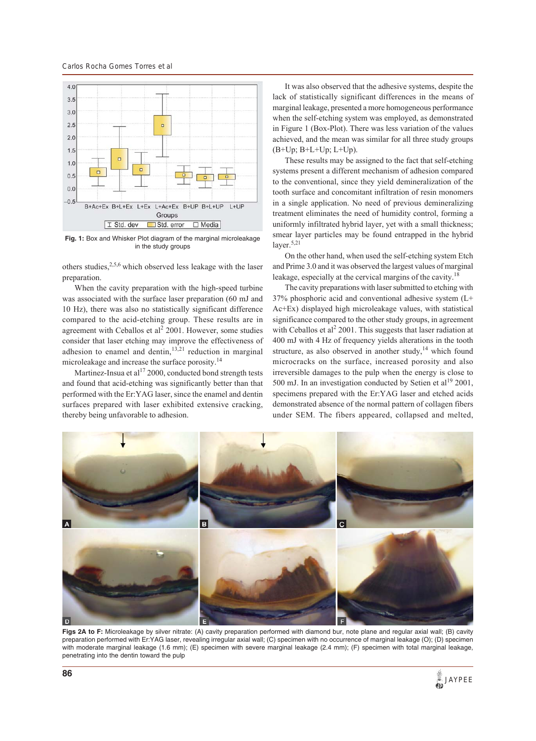Fig. 1: Box and Whisker Plot diagram of the marginal microleakage in the study groups

others studies,[2,5,6] which observed less leakage with the laser preparation.

When the cavity preparation with the high-speed turbine was associated with the surface laser preparation (60 mJ and 10 Hz), there was also no statistically significant difference compared to the acid-etching group. These results are in agreement with Ceballos et al[2] 2001. However, some studies consider that laser etching may improve the effectiveness of adhesion to enamel and dentin,[13,21] reduction in marginal microleakage and increase the surface porosity.[14]

Martinez-Insua et al[17] 2000, conducted bond strength tests and found that acid-etching was significantly better than that performed with the Er:YAG laser, since the enamel and dentin surfaces prepared with laser exhibited extensive cracking, thereby being unfavorable to adhesion.

It was also observed that the adhesive systems, despite the lack of statistically significant differences in the means of marginal leakage, presented a more homogeneous performance when the self-etching system was employed, as demonstrated in Figure 1 (Box-Plot). There was less variation of the values achieved, and the mean was similar for all three study groups (B+Up; B+L+Up; L+Up).

These results may be assigned to the fact that self-etching systems present a different mechanism of adhesion compared to the conventional, since they yield demineralization of the tooth surface and concomitant infiltration of resin monomers in a single application. No need of previous demineralizing treatment eliminates the need of humidity control, forming a uniformly infiltrated hybrid layer, yet with a small thickness; smear layer particles may be found entrapped in the hybrid layer.[5,21]

On the other hand, when used the self-etching system Etch and Prime 3.0 and it was observed the largest values of marginal leakage, especially at the cervical margins of the cavity.[18]

The cavity preparations with laser submitted to etching with 37% phosphoric acid and conventional adhesive system (L+ Ac+Ex) displayed high microleakage values, with statistical significance compared to the other study groups, in agreement with Ceballos et al[2] 2001. This suggests that laser radiation at 400 mJ with 4 Hz of frequency yields alterations in the tooth structure, as also observed in another study,[14] which found microcracks on the surface, increased porosity and also irreversible damages to the pulp when the energy is close to 500 mJ. In an investigation conducted by Setien et al[19] 2001, specimens prepared with the Er:YAG laser and etched acids demonstrated absence of the normal pattern of collagen fibers under SEM. The fibers appeared, collapsed and melted,

Figs 2A to F: Microleakage by silver nitrate: (A) cavity preparation performed with diamond bur, note plane and regular axial wall; (B) cavity preparation performed with Er:YAG laser, revealing irregular axial wall; (C) specimen with no occurrence of marginal leakage (O); (D) specimen with moderate marginal leakage (1.6 mm); (E) specimen with severe marginal leakage (2.4 mm); (F) specimen with total marginal leakage, penetrating into the dentin toward the pulp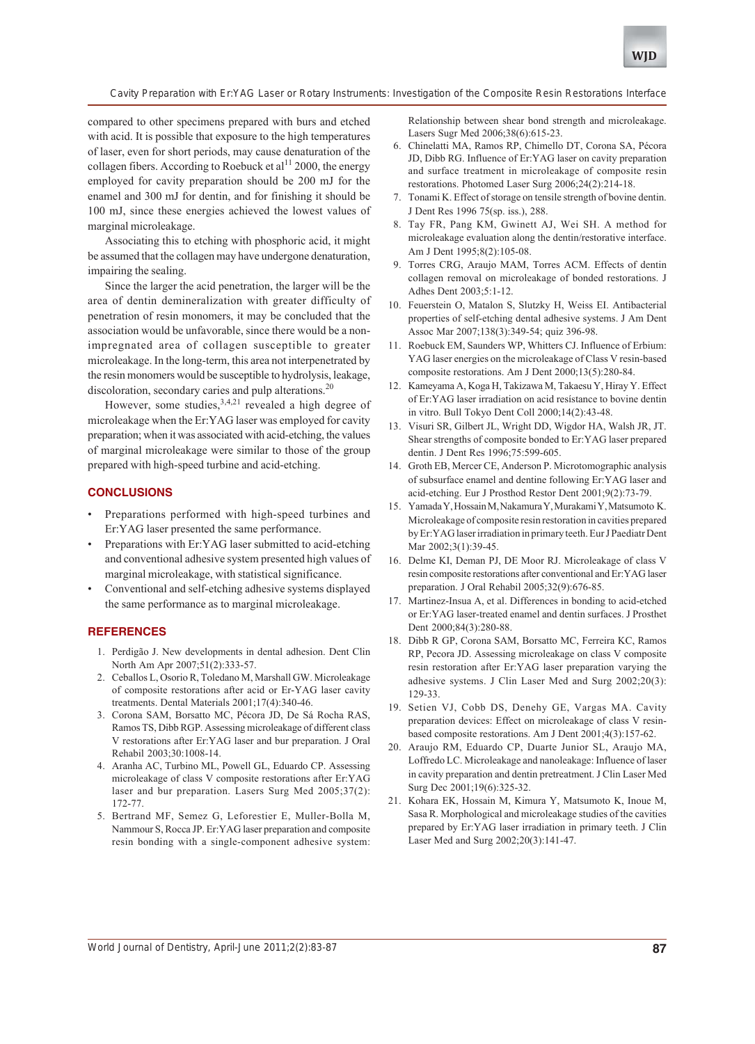compared to other specimens prepared with burs and etched with acid. It is possible that exposure to the high temperatures of laser, even for short periods, may cause denaturation of the collagen fibers. According to Roebuck et al[11] 2000, the energy employed for cavity preparation should be 200 mJ for the enamel and 300 mJ for dentin, and for finishing it should be 100 mJ, since these energies achieved the lowest values of marginal microleakage.

Associating this to etching with phosphoric acid, it might be assumed that the collagen may have undergone denaturation, impairing the sealing.

Since the larger the acid penetration, the larger will be the area of dentin demineralization with greater difficulty of penetration of resin monomers, it may be concluded that the association would be unfavorable, since there would be a non-impregnated area of collagen susceptible to greater microleakage. In the long-term, this area not interpenetrated by the resin monomers would be susceptible to hydrolysis, leakage, discoloration, secondary caries and pulp alterations.[20]

However, some studies,[3,4,21] revealed a high degree of microleakage when the Er:YAG laser was employed for cavity preparation; when it was associated with acid-etching, the values of marginal microleakage were similar to those of the group prepared with high-speed turbine and acid-etching.

## CONCLUSIONS

- Preparations performed with high-speed turbines and Er:YAG laser presented the same performance.
- Preparations with Er:YAG laser submitted to acid-etching and conventional adhesive system presented high values of marginal microleakage, with statistical significance.
- Conventional and self-etching adhesive systems displayed the same performance as to marginal microleakage.

## REFERENCES

1. Perdigão J. New developments in dental adhesion. Dent Clin North Am Apr 2007;51(2):333-57.
2. Ceballos L, Osorio R, Toledano M, Marshall GW. Microleakage of composite restorations after acid or Er-YAG laser cavity treatments. Dental Materials 2001;17(4):340-46.
3. Corona SAM, Borsatto MC, Pécora JD, De Sá Rocha RAS, Ramos TS, Dibb RGP. Assessing microleakage of different class V restorations after Er:YAG laser and bur preparation. J Oral Rehabil 2003;30:1008-14.
4. Aranha AC, Turbino ML, Powell GL, Eduardo CP. Assessing microleakage of class V composite restorations after Er:YAG laser and bur preparation. Lasers Surg Med 2005;37(2):172-77.
5. Bertrand MF, Semez G, Leforestier E, Muller-Bolla M, Nammour S, Rocca JP. Er:YAG laser preparation and composite resin bonding with a single-component adhesive system: Relationship between shear bond strength and microleakage. Lasers Sugr Med 2006;38(6):615-23.
6. Chinelatti MA, Ramos RP, Chimello DT, Corona SA, Pécora JD, Dibb RG. Influence of Er:YAG laser on cavity preparation and surface treatment in microleakage of composite resin restorations. Photomed Laser Surg 2006;24(2):214-18.
7. Tonami K. Effect of storage on tensile strength of bovine dentin. J Dent Res 1996 75(sp. iss.), 288.
8. Tay FR, Pang KM, Gwinett AJ, Wei SH. A method for microleakage evaluation along the dentin/restorative interface. Am J Dent 1995;8(2):105-08.
9. Torres CRG, Araujo MAM, Torres ACM. Effects of dentin collagen removal on microleakage of bonded restorations. J Adhes Dent 2003;5:1-12.
10. Feuerstein O, Matalon S, Slutzky H, Weiss EI. Antibacterial properties of self-etching dental adhesive systems. J Am Dent Assoc Mar 2007;138(3):349-54; quiz 396-98.
11. Roebuck EM, Saunders WP, Whitters CJ. Influence of Erbium: YAG laser energies on the microleakage of Class V resin-based composite restorations. Am J Dent 2000;13(5):280-84.
12. Kameyama A, Koga H, Takizawa M, Takaesu Y, Hiray Y. Effect of Er:YAG laser irradiation on acid resistance to bovine dentin in vitro. Bull Tokyo Dent Coll 2000;14(2):43-48.
13. Visuri SR, Gilbert JL, Wright DD, Wigdor HA, Walsh JR, JT. Shear strengths of composite bonded to Er:YAG laser prepared dentin. J Dent Res 1996;75:599-605.
14. Groth EB, Mercer CE, Anderson P. Microtomographic analysis of subsurface enamel and dentine following Er:YAG laser and acid-etching. Eur J Prosthod Restor Dent 2001;9(2):73-79.
15. Yamada Y, Hossain M, Nakamura Y, Murakami Y, Matsumoto K. Microleakage of composite resin restoration in cavities prepared by Er:YAG laser irradiation in primary teeth. Eur J Paediatr Dent Mar 2002;3(1):39-45.
16. Delme KI, Deman PJ, DE Moor RJ. Microleakage of class V resin composite restorations after conventional and Er:YAG laser preparation. J Oral Rehabil 2005;32(9):676-85.
17. Martinez-Insua A, et al. Differences in bonding to acid-etched or Er:YAG laser-treated enamel and dentin surfaces. J Prosthet Dent 2000;84(3):280-88.
18. Dibb R GP, Corona SAM, Borsatto MC, Ferreira KC, Ramos RP, Pecora JD. Assessing microleakage on class V composite resin restoration after Er:YAG laser preparation varying the adhesive systems. J Clin Laser Med and Surg 2002;20(3):129-33.
19. Setien VJ, Cobb DS, Denehy GE, Vargas MA. Cavity preparation devices: Effect on microleakage of class V resin-based composite restorations. Am J Dent 2001;4(3):157-62.
20. Araujo RM, Eduardo CP, Duarte Junior SL, Araujo MA, Loffredo LC. Microleakage and nanoleakage: Influence of laser in cavity preparation and dentin pretreatment. J Clin Laser Med Surg Dec 2001;19(6):325-32.
21. Kohara EK, Hossain M, Kimura Y, Matsumoto K, Inoue M, Sasa R. Morphological and microleakage studies of the cavities prepared by Er:YAG laser irradiation in primary teeth. J Clin Laser Med and Surg 2002;20(3):141-47.